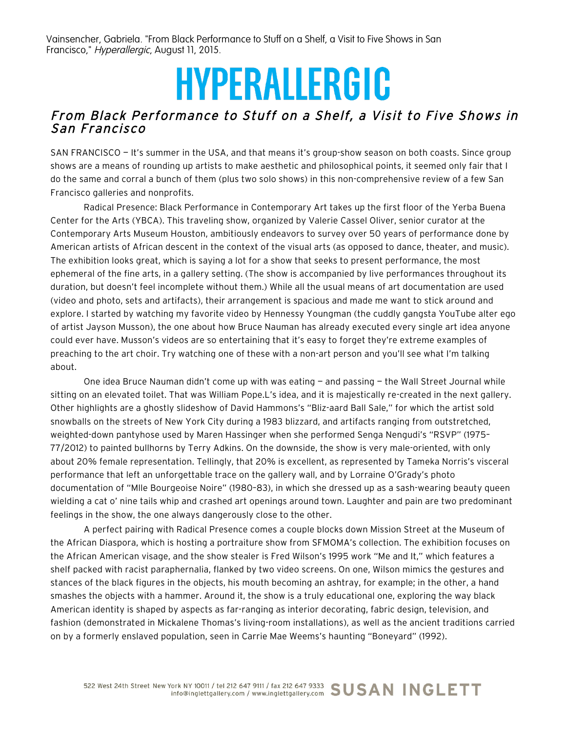Vainsencher, Gabriela. "From Black Performance to Stuff on a Shelf, a Visit to Five Shows in San Francisco," *Hyperallergic,* August 11, 2015.

# HYPERALLERGIC

## *From Black Performance to Stuff on a Shelf, a Visit to Five Shows in San Francisco*

SAN FRANCISCO — It's summer in the USA, and that means it's group-show season on both coasts. Since group shows are a means of rounding up artists to make aesthetic and philosophical points, it seemed only fair that I do the same and corral a bunch of them (plus two solo shows) in this non-comprehensive review of a few San Francisco galleries and nonprofits.

Radical Presence: Black Performance in Contemporary Art takes up the first floor of the Yerba Buena Center for the Arts (YBCA). This traveling show, organized by Valerie Cassel Oliver, senior curator at the Contemporary Arts Museum Houston, ambitiously endeavors to survey over 50 years of performance done by American artists of African descent in the context of the visual arts (as opposed to dance, theater, and music). The exhibition looks great, which is saying a lot for a show that seeks to present performance, the most ephemeral of the fine arts, in a gallery setting. (The show is accompanied by live performances throughout its duration, but doesn't feel incomplete without them.) While all the usual means of art documentation are used (video and photo, sets and artifacts), their arrangement is spacious and made me want to stick around and explore. I started by watching my favorite video by Hennessy Youngman (the cuddly gangsta YouTube alter ego of artist Jayson Musson), the one about how Bruce Nauman has already executed every single art idea anyone could ever have. Musson's videos are so entertaining that it's easy to forget they're extreme examples of preaching to the art choir. Try watching one of these with a non-art person and you'll see what I'm talking about.

One idea Bruce Nauman didn't come up with was eating — and passing — the Wall Street Journal while sitting on an elevated toilet. That was William Pope.L's idea, and it is majestically re-created in the next gallery. Other highlights are a ghostly slideshow of David Hammons's "Bliz-aard Ball Sale," for which the artist sold snowballs on the streets of New York City during a 1983 blizzard, and artifacts ranging from outstretched, weighted-down pantyhose used by Maren Hassinger when she performed Senga Nengudi's "RSVP" (1975–77/2012) to painted bullhorns by Terry Adkins. On the downside, the show is very male-oriented, with only about 20% female representation. Tellingly, that 20% is excellent, as represented by Tameka Norris's visceral performance that left an unforgettable trace on the gallery wall, and by Lorraine O'Grady's photo documentation of "Mlle Bourgeoise Noire" (1980–83), in which she dressed up as a sash-wearing beauty queen wielding a cat o' nine tails whip and crashed art openings around town. Laughter and pain are two predominant feelings in the show, the one always dangerously close to the other.

A perfect pairing with Radical Presence comes a couple blocks down Mission Street at the Museum of the African Diaspora, which is hosting a portraiture show from SFMOMA's collection. The exhibition focuses on the African American visage, and the show stealer is Fred Wilson's 1995 work "Me and It," which features a shelf packed with racist paraphernalia, flanked by two video screens. On one, Wilson mimics the gestures and stances of the black figures in the objects, his mouth becoming an ashtray, for example; in the other, a hand smashes the objects with a hammer. Around it, the show is a truly educational one, exploring the way black American identity is shaped by aspects as far-ranging as interior decorating, fabric design, television, and fashion (demonstrated in Mickalene Thomas's living-room installations), as well as the ancient traditions carried on by a formerly enslaved population, seen in Carrie Mae Weems's haunting "Boneyard" (1992).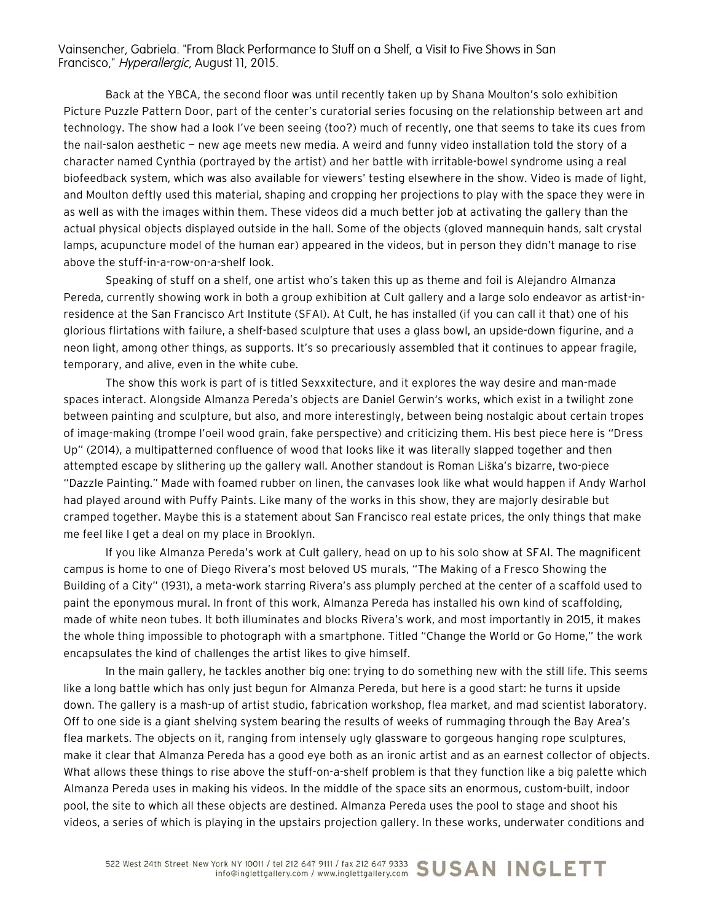Back at the YBCA, the second floor was until recently taken up by Shana Moulton's solo exhibition Picture Puzzle Pattern Door, part of the center's curatorial series focusing on the relationship between art and technology. The show had a look I've been seeing (too?) much of recently, one that seems to take its cues from the nail-salon aesthetic — new age meets new media. A weird and funny video installation told the story of a character named Cynthia (portrayed by the artist) and her battle with irritable-bowel syndrome using a real biofeedback system, which was also available for viewers' testing elsewhere in the show. Video is made of light, and Moulton deftly used this material, shaping and cropping her projections to play with the space they were in as well as with the images within them. These videos did a much better job at activating the gallery than the actual physical objects displayed outside in the hall. Some of the objects (gloved mannequin hands, salt crystal lamps, acupuncture model of the human ear) appeared in the videos, but in person they didn't manage to rise above the stuff-in-a-row-on-a-shelf look.

Speaking of stuff on a shelf, one artist who's taken this up as theme and foil is Alejandro Almanza Pereda, currently showing work in both a group exhibition at Cult gallery and a large solo endeavor as artist-in-residence at the San Francisco Art Institute (SFAI). At Cult, he has installed (if you can call it that) one of his glorious flirtations with failure, a shelf-based sculpture that uses a glass bowl, an upside-down figurine, and a neon light, among other things, as supports. It's so precariously assembled that it continues to appear fragile, temporary, and alive, even in the white cube.

The show this work is part of is titled Sexxxitecture, and it explores the way desire and man-made spaces interact. Alongside Almanza Pereda's objects are Daniel Gerwin's works, which exist in a twilight zone between painting and sculpture, but also, and more interestingly, between being nostalgic about certain tropes of image-making (trompe l'oeil wood grain, fake perspective) and criticizing them. His best piece here is "Dress Up" (2014), a multipatterned confluence of wood that looks like it was literally slapped together and then attempted escape by slithering up the gallery wall. Another standout is Roman Liška's bizarre, two-piece "Dazzle Painting." Made with foamed rubber on linen, the canvases look like what would happen if Andy Warhol had played around with Puffy Paints. Like many of the works in this show, they are majorly desirable but cramped together. Maybe this is a statement about San Francisco real estate prices, the only things that make me feel like I get a deal on my place in Brooklyn.

If you like Almanza Pereda's work at Cult gallery, head on up to his solo show at SFAI. The magnificent campus is home to one of Diego Rivera's most beloved US murals, "The Making of a Fresco Showing the Building of a City" (1931), a meta-work starring Rivera's ass plumply perched at the center of a scaffold used to paint the eponymous mural. In front of this work, Almanza Pereda has installed his own kind of scaffolding, made of white neon tubes. It both illuminates and blocks Rivera's work, and most importantly in 2015, it makes the whole thing impossible to photograph with a smartphone. Titled "Change the World or Go Home," the work encapsulates the kind of challenges the artist likes to give himself.

In the main gallery, he tackles another big one: trying to do something new with the still life. This seems like a long battle which has only just begun for Almanza Pereda, but here is a good start: he turns it upside down. The gallery is a mash-up of artist studio, fabrication workshop, flea market, and mad scientist laboratory. Off to one side is a giant shelving system bearing the results of weeks of rummaging through the Bay Area's flea markets. The objects on it, ranging from intensely ugly glassware to gorgeous hanging rope sculptures, make it clear that Almanza Pereda has a good eye both as an ironic artist and as an earnest collector of objects. What allows these things to rise above the stuff-on-a-shelf problem is that they function like a big palette which Almanza Pereda uses in making his videos. In the middle of the space sits an enormous, custom-built, indoor pool, the site to which all these objects are destined. Almanza Pereda uses the pool to stage and shoot his videos, a series of which is playing in the upstairs projection gallery. In these works, underwater conditions and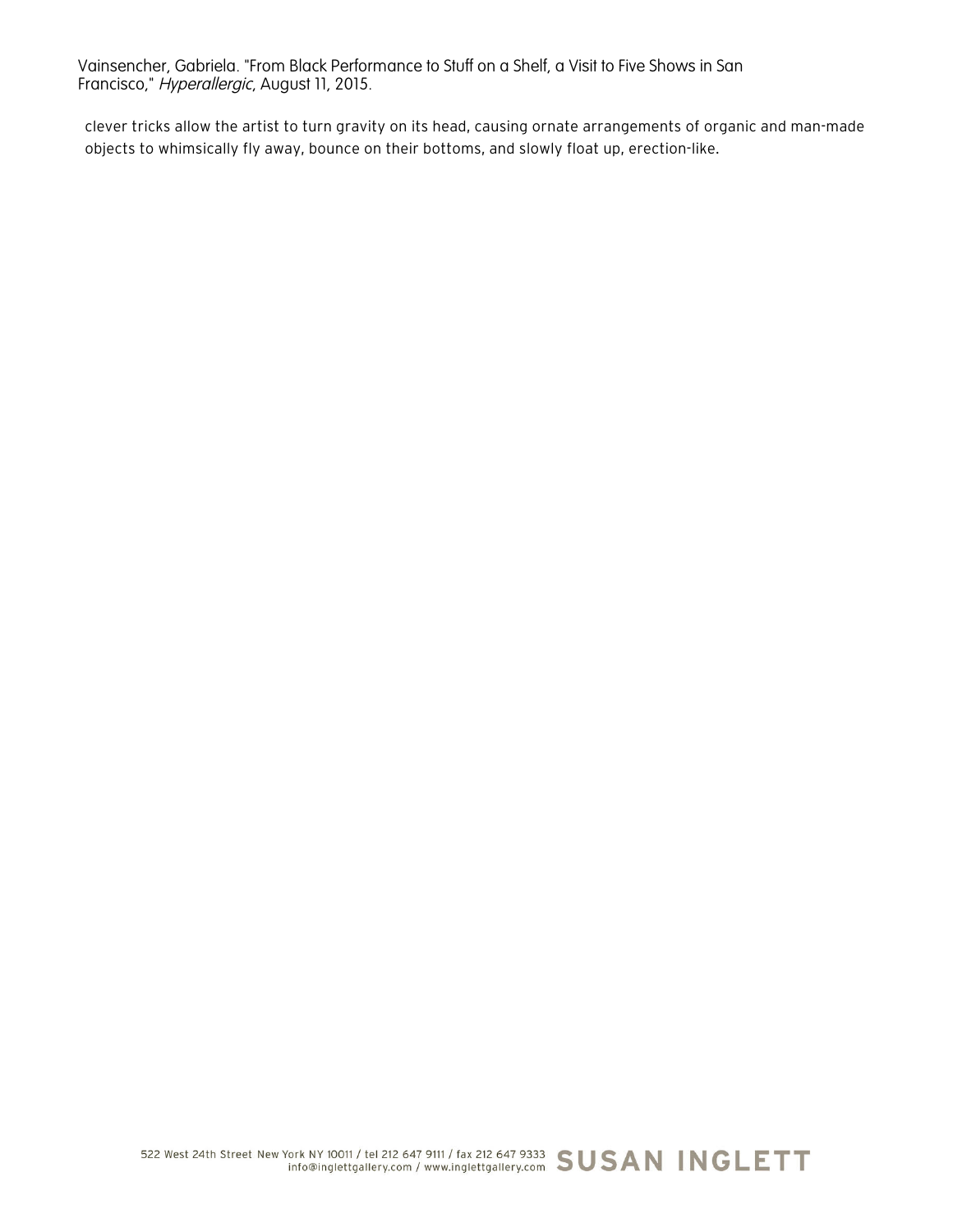clever tricks allow the artist to turn gravity on its head, causing ornate arrangements of organic and man-made objects to whimsically fly away, bounce on their bottoms, and slowly float up, erection-like.